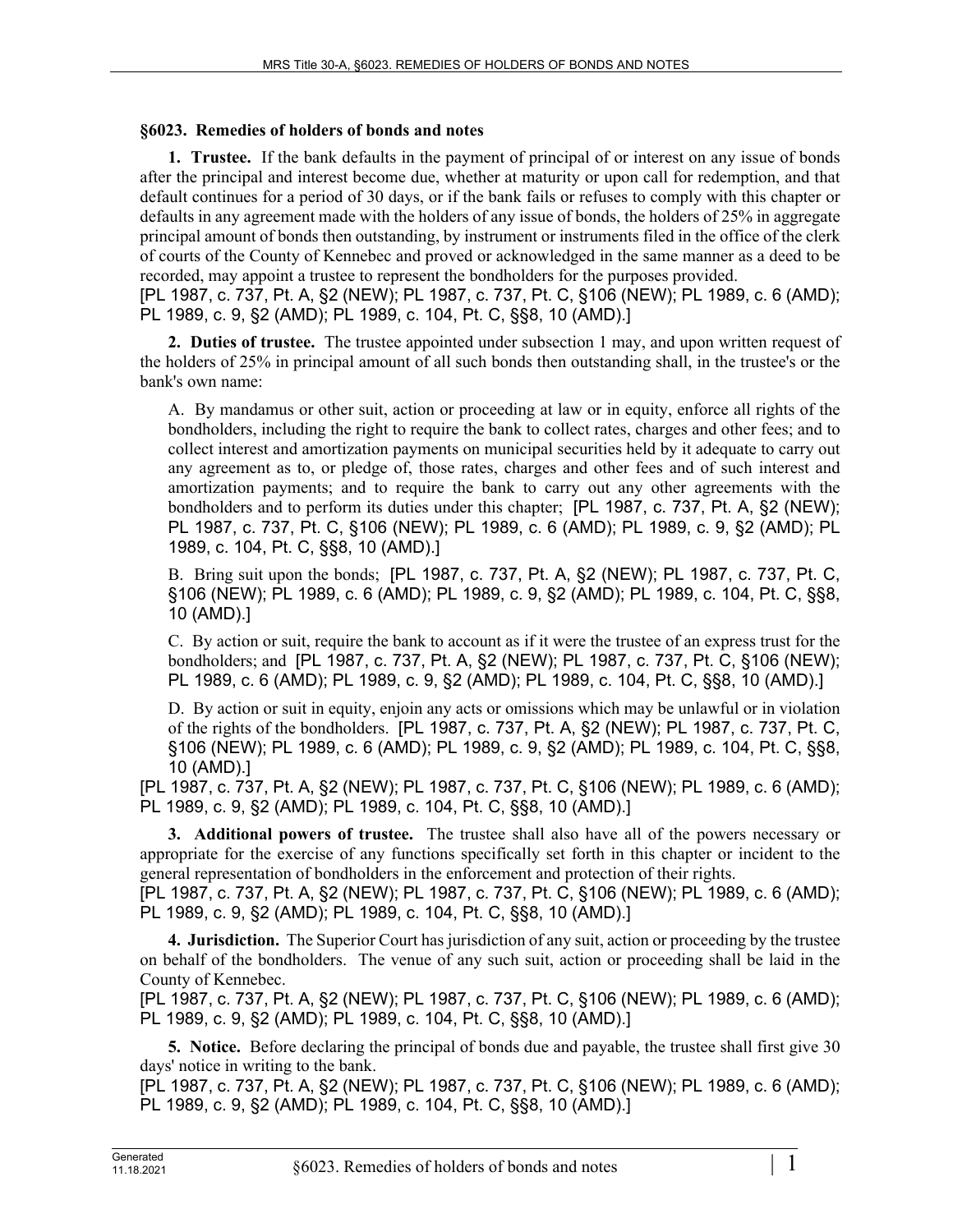### §6023. Remedies of holders of bonds and notes

**1. Trustee.** If the bank defaults in the payment of principal of or interest on any issue of bonds after the principal and interest become due, whether at maturity or upon call for redemption, and that default continues for a period of 30 days, or if the bank fails or refuses to comply with this chapter or defaults in any agreement made with the holders of any issue of bonds, the holders of 25% in aggregate principal amount of bonds then outstanding, by instrument or instruments filed in the office of the clerk of courts of the County of Kennebec and proved or acknowledged in the same manner as a deed to be recorded, may appoint a trustee to represent the bondholders for the purposes provided.
[PL 1987, c. 737, Pt. A, §2 (NEW); PL 1987, c. 737, Pt. C, §106 (NEW); PL 1989, c. 6 (AMD); PL 1989, c. 9, §2 (AMD); PL 1989, c. 104, Pt. C, §§8, 10 (AMD).]

**2. Duties of trustee.** The trustee appointed under subsection 1 may, and upon written request of the holders of 25% in principal amount of all such bonds then outstanding shall, in the trustee's or the bank's own name:

A. By mandamus or other suit, action or proceeding at law or in equity, enforce all rights of the bondholders, including the right to require the bank to collect rates, charges and other fees; and to collect interest and amortization payments on municipal securities held by it adequate to carry out any agreement as to, or pledge of, those rates, charges and other fees and of such interest and amortization payments; and to require the bank to carry out any other agreements with the bondholders and to perform its duties under this chapter; [PL 1987, c. 737, Pt. A, §2 (NEW); PL 1987, c. 737, Pt. C, §106 (NEW); PL 1989, c. 6 (AMD); PL 1989, c. 9, §2 (AMD); PL 1989, c. 104, Pt. C, §§8, 10 (AMD).]

B. Bring suit upon the bonds; [PL 1987, c. 737, Pt. A, §2 (NEW); PL 1987, c. 737, Pt. C, §106 (NEW); PL 1989, c. 6 (AMD); PL 1989, c. 9, §2 (AMD); PL 1989, c. 104, Pt. C, §§8, 10 (AMD).]

C. By action or suit, require the bank to account as if it were the trustee of an express trust for the bondholders; and [PL 1987, c. 737, Pt. A, §2 (NEW); PL 1987, c. 737, Pt. C, §106 (NEW); PL 1989, c. 6 (AMD); PL 1989, c. 9, §2 (AMD); PL 1989, c. 104, Pt. C, §§8, 10 (AMD).]

D. By action or suit in equity, enjoin any acts or omissions which may be unlawful or in violation of the rights of the bondholders. [PL 1987, c. 737, Pt. A, §2 (NEW); PL 1987, c. 737, Pt. C, §106 (NEW); PL 1989, c. 6 (AMD); PL 1989, c. 9, §2 (AMD); PL 1989, c. 104, Pt. C, §§8, 10 (AMD).]

[PL 1987, c. 737, Pt. A, §2 (NEW); PL 1987, c. 737, Pt. C, §106 (NEW); PL 1989, c. 6 (AMD); PL 1989, c. 9, §2 (AMD); PL 1989, c. 104, Pt. C, §§8, 10 (AMD).]

**3. Additional powers of trustee.** The trustee shall also have all of the powers necessary or appropriate for the exercise of any functions specifically set forth in this chapter or incident to the general representation of bondholders in the enforcement and protection of their rights.
[PL 1987, c. 737, Pt. A, §2 (NEW); PL 1987, c. 737, Pt. C, §106 (NEW); PL 1989, c. 6 (AMD); PL 1989, c. 9, §2 (AMD); PL 1989, c. 104, Pt. C, §§8, 10 (AMD).]

**4. Jurisdiction.** The Superior Court has jurisdiction of any suit, action or proceeding by the trustee on behalf of the bondholders. The venue of any such suit, action or proceeding shall be laid in the County of Kennebec.
[PL 1987, c. 737, Pt. A, §2 (NEW); PL 1987, c. 737, Pt. C, §106 (NEW); PL 1989, c. 6 (AMD); PL 1989, c. 9, §2 (AMD); PL 1989, c. 104, Pt. C, §§8, 10 (AMD).]

**5. Notice.** Before declaring the principal of bonds due and payable, the trustee shall first give 30 days' notice in writing to the bank.
[PL 1987, c. 737, Pt. A, §2 (NEW); PL 1987, c. 737, Pt. C, §106 (NEW); PL 1989, c. 6 (AMD); PL 1989, c. 9, §2 (AMD); PL 1989, c. 104, Pt. C, §§8, 10 (AMD).]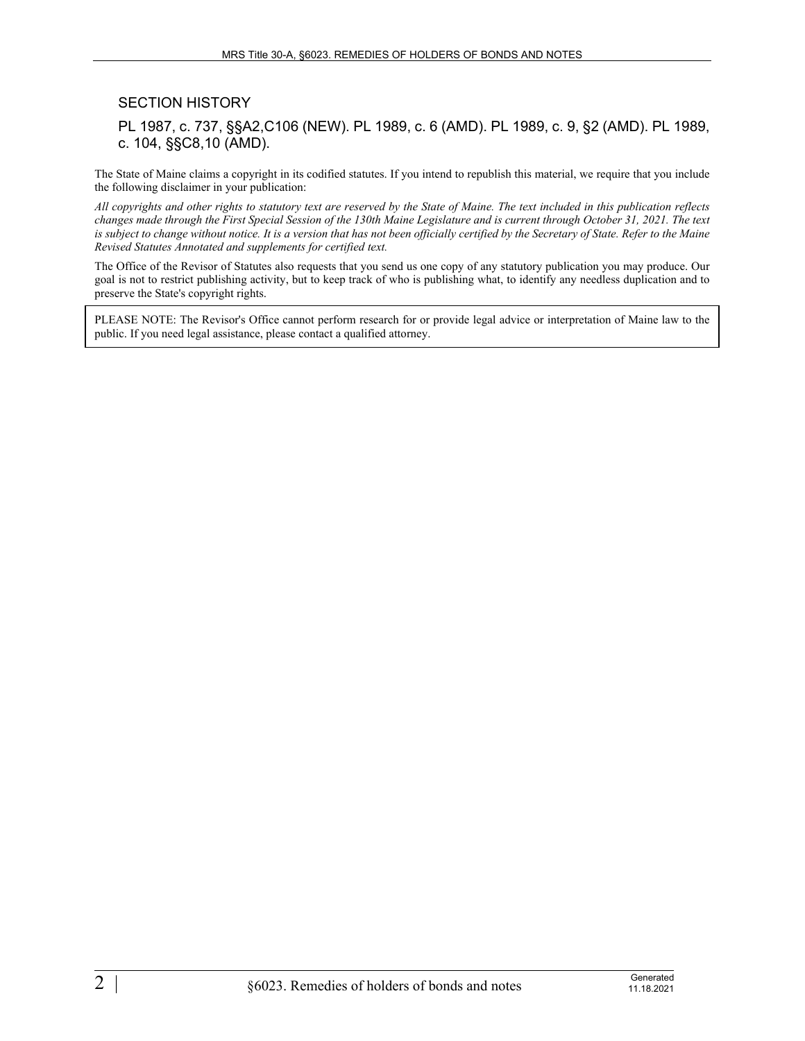## SECTION HISTORY

PL 1987, c. 737, §§A2,C106 (NEW). PL 1989, c. 6 (AMD). PL 1989, c. 9, §2 (AMD). PL 1989, c. 104, §§C8,10 (AMD).

The State of Maine claims a copyright in its codified statutes. If you intend to republish this material, we require that you include the following disclaimer in your publication:

*All copyrights and other rights to statutory text are reserved by the State of Maine. The text included in this publication reflects changes made through the First Special Session of the 130th Maine Legislature and is current through October 31, 2021. The text is subject to change without notice. It is a version that has not been officially certified by the Secretary of State. Refer to the Maine Revised Statutes Annotated and supplements for certified text.*

The Office of the Revisor of Statutes also requests that you send us one copy of any statutory publication you may produce. Our goal is not to restrict publishing activity, but to keep track of who is publishing what, to identify any needless duplication and to preserve the State's copyright rights.

PLEASE NOTE: The Revisor's Office cannot perform research for or provide legal advice or interpretation of Maine law to the public. If you need legal assistance, please contact a qualified attorney.